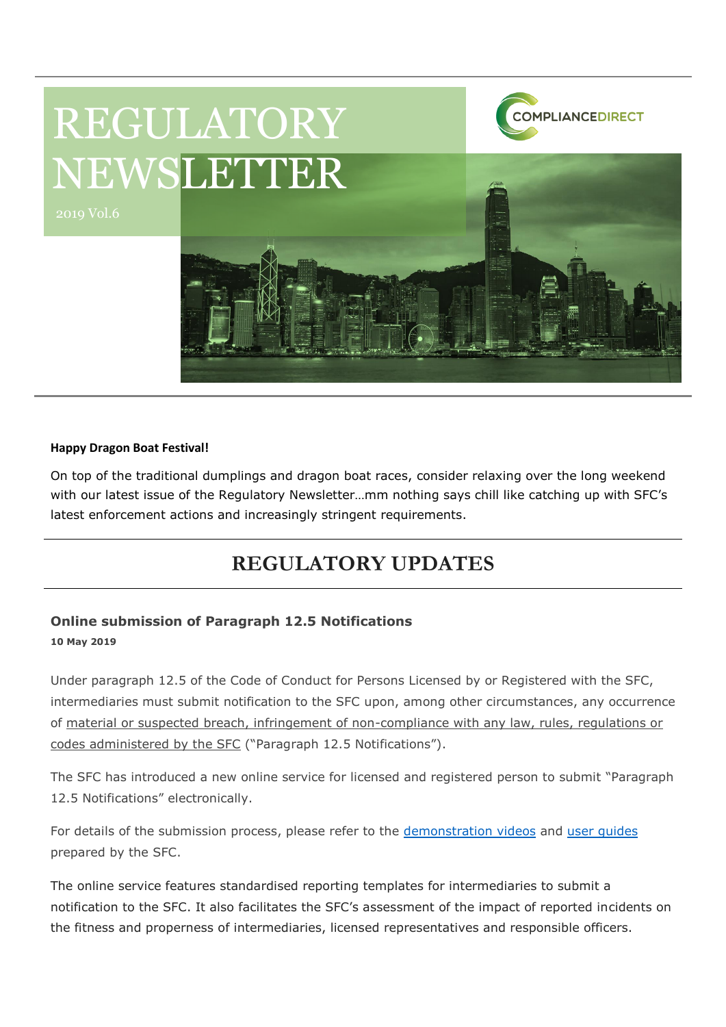# REGULATORY NEWSLETTER

2019 Vol.6

COMPLIANCEDIRECT

**Happy Dragon Boat Festival!**

On top of the traditional dumplings and dragon boat races, consider relaxing over the long weekend with our latest issue of the Regulatory Newsletter…mm nothing says chill like catching up with SFC's latest enforcement actions and increasingly stringent requirements.

## REGULATORY UPDATES

### Online submission of Paragraph 12.5 Notifications

**10 May 2019**

Under paragraph 12.5 of the Code of Conduct for Persons Licensed by or Registered with the SFC, intermediaries must submit notification to the SFC upon, among other circumstances, any occurrence of material or suspected breach, infringement of non-compliance with any law, rules, regulations or codes administered by the SFC ("Paragraph 12.5 Notifications").

The SFC has introduced a new online service for licensed and registered person to submit "Paragraph 12.5 Notifications" electronically.

For details of the submission process, please refer to the demonstration videos and user guides prepared by the SFC.

The online service features standardised reporting templates for intermediaries to submit a notification to the SFC. It also facilitates the SFC's assessment of the impact of reported incidents on the fitness and properness of intermediaries, licensed representatives and responsible officers.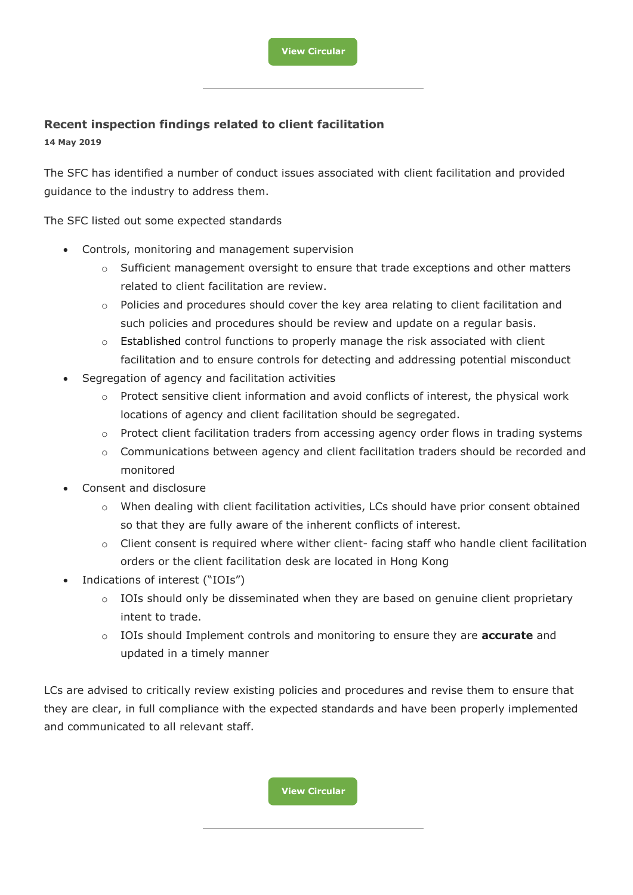View Circular

---

### Recent inspection findings related to client facilitation

**14 May 2019**

The SFC has identified a number of conduct issues associated with client facilitation and provided guidance to the industry to address them.

The SFC listed out some expected standards

- Controls, monitoring and management supervision
  - Sufficient management oversight to ensure that trade exceptions and other matters related to client facilitation are review.
  - Policies and procedures should cover the key area relating to client facilitation and such policies and procedures should be review and update on a regular basis.
  - Established control functions to properly manage the risk associated with client facilitation and to ensure controls for detecting and addressing potential misconduct
- Segregation of agency and facilitation activities
  - Protect sensitive client information and avoid conflicts of interest, the physical work locations of agency and client facilitation should be segregated.
  - Protect client facilitation traders from accessing agency order flows in trading systems
  - Communications between agency and client facilitation traders should be recorded and monitored
- Consent and disclosure
  - When dealing with client facilitation activities, LCs should have prior consent obtained so that they are fully aware of the inherent conflicts of interest.
  - Client consent is required where wither client- facing staff who handle client facilitation orders or the client facilitation desk are located in Hong Kong
- Indications of interest ("IOIs")
  - IOIs should only be disseminated when they are based on genuine client proprietary intent to trade.
  - IOIs should Implement controls and monitoring to ensure they are **accurate** and updated in a timely manner

LCs are advised to critically review existing policies and procedures and revise them to ensure that they are clear, in full compliance with the expected standards and have been properly implemented and communicated to all relevant staff.

View Circular

---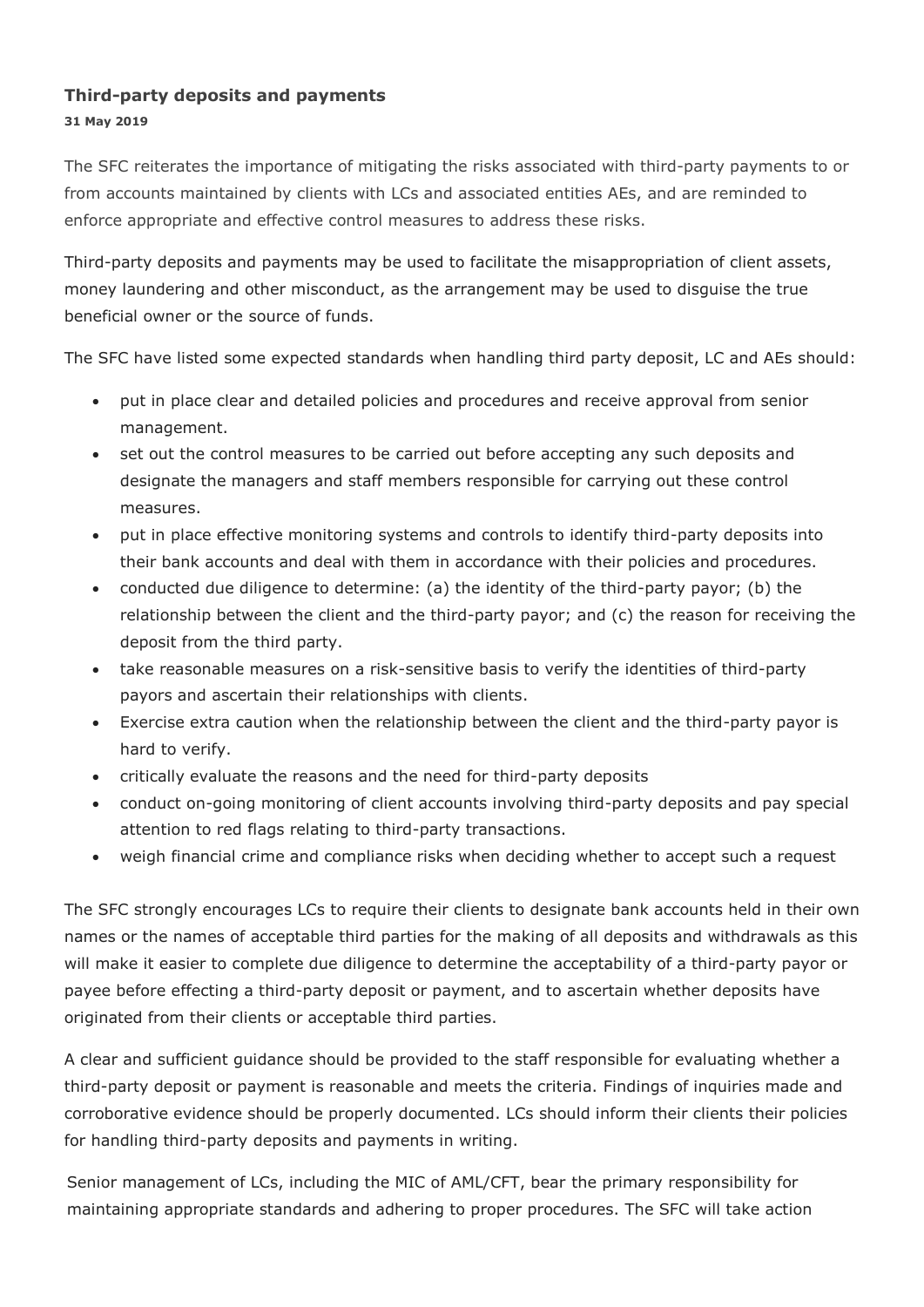**Third-party deposits and payments**

**31 May 2019**

The SFC reiterates the importance of mitigating the risks associated with third-party payments to or from accounts maintained by clients with LCs and associated entities AEs, and are reminded to enforce appropriate and effective control measures to address these risks.

Third-party deposits and payments may be used to facilitate the misappropriation of client assets, money laundering and other misconduct, as the arrangement may be used to disguise the true beneficial owner or the source of funds.

The SFC have listed some expected standards when handling third party deposit, LC and AEs should:

- put in place clear and detailed policies and procedures and receive approval from senior management.
- set out the control measures to be carried out before accepting any such deposits and designate the managers and staff members responsible for carrying out these control measures.
- put in place effective monitoring systems and controls to identify third-party deposits into their bank accounts and deal with them in accordance with their policies and procedures.
- conducted due diligence to determine: (a) the identity of the third-party payor; (b) the relationship between the client and the third-party payor; and (c) the reason for receiving the deposit from the third party.
- take reasonable measures on a risk-sensitive basis to verify the identities of third-party payors and ascertain their relationships with clients.
- Exercise extra caution when the relationship between the client and the third-party payor is hard to verify.
- critically evaluate the reasons and the need for third-party deposits
- conduct on-going monitoring of client accounts involving third-party deposits and pay special attention to red flags relating to third-party transactions.
- weigh financial crime and compliance risks when deciding whether to accept such a request

The SFC strongly encourages LCs to require their clients to designate bank accounts held in their own names or the names of acceptable third parties for the making of all deposits and withdrawals as this will make it easier to complete due diligence to determine the acceptability of a third-party payor or payee before effecting a third-party deposit or payment, and to ascertain whether deposits have originated from their clients or acceptable third parties.

A clear and sufficient guidance should be provided to the staff responsible for evaluating whether a third-party deposit or payment is reasonable and meets the criteria. Findings of inquiries made and corroborative evidence should be properly documented. LCs should inform their clients their policies for handling third-party deposits and payments in writing.

Senior management of LCs, including the MIC of AML/CFT, bear the primary responsibility for maintaining appropriate standards and adhering to proper procedures. The SFC will take action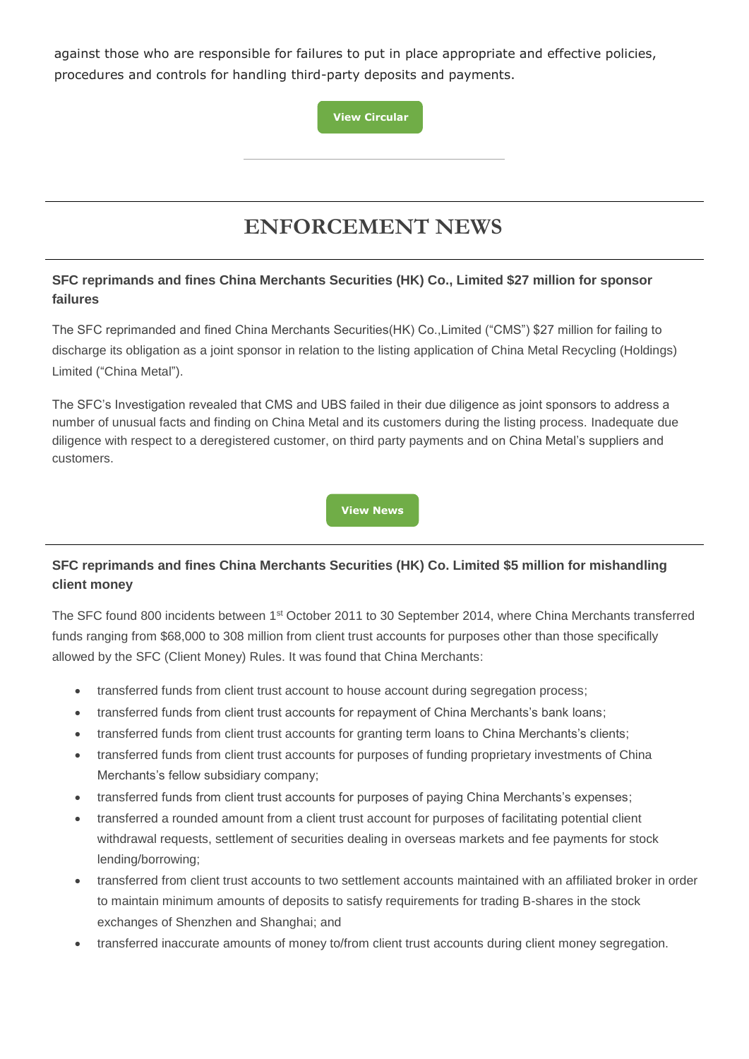against those who are responsible for failures to put in place appropriate and effective policies, procedures and controls for handling third-party deposits and payments.

View Circular

---

# ENFORCEMENT NEWS

---

### SFC reprimands and fines China Merchants Securities (HK) Co., Limited $27 million for sponsor failures

The SFC reprimanded and fined China Merchants Securities(HK) Co.,Limited ("CMS") $27 million for failing to discharge its obligation as a joint sponsor in relation to the listing application of China Metal Recycling (Holdings) Limited ("China Metal").

The SFC's Investigation revealed that CMS and UBS failed in their due diligence as joint sponsors to address a number of unusual facts and finding on China Metal and its customers during the listing process. Inadequate due diligence with respect to a deregistered customer, on third party payments and on China Metal's suppliers and customers.

View News

---

### SFC reprimands and fines China Merchants Securities (HK) Co. Limited $5 million for mishandling client money

The SFC found 800 incidents between 1st October 2011 to 30 September 2014, where China Merchants transferred funds ranging from $68,000 to 308 million from client trust accounts for purposes other than those specifically allowed by the SFC (Client Money) Rules. It was found that China Merchants:

- transferred funds from client trust account to house account during segregation process;
- transferred funds from client trust accounts for repayment of China Merchants's bank loans;
- transferred funds from client trust accounts for granting term loans to China Merchants's clients;
- transferred funds from client trust accounts for purposes of funding proprietary investments of China Merchants's fellow subsidiary company;
- transferred funds from client trust accounts for purposes of paying China Merchants's expenses;
- transferred a rounded amount from a client trust account for purposes of facilitating potential client withdrawal requests, settlement of securities dealing in overseas markets and fee payments for stock lending/borrowing;
- transferred from client trust accounts to two settlement accounts maintained with an affiliated broker in order to maintain minimum amounts of deposits to satisfy requirements for trading B-shares in the stock exchanges of Shenzhen and Shanghai; and
- transferred inaccurate amounts of money to/from client trust accounts during client money segregation.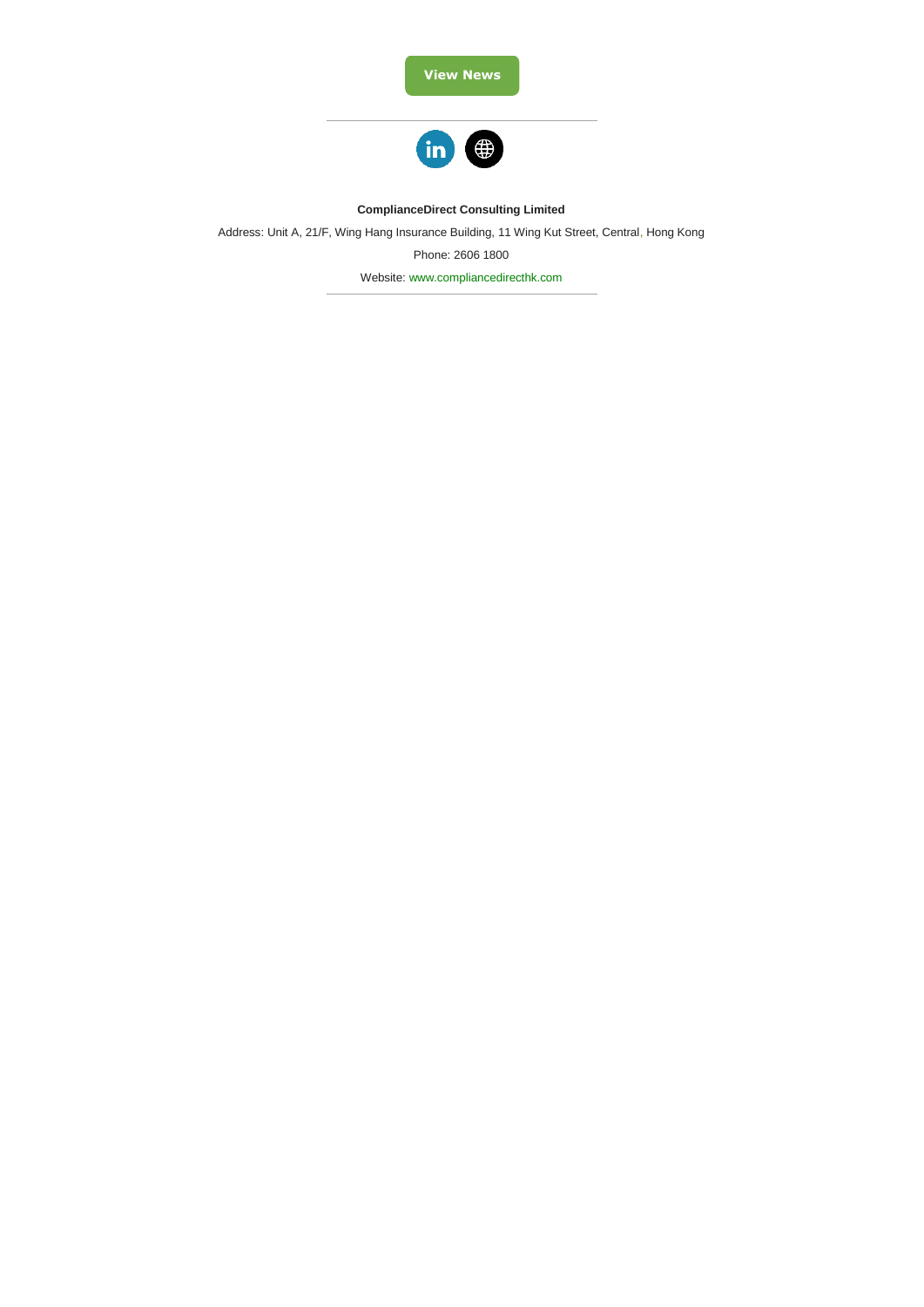View News

---

**ComplianceDirect Consulting Limited**

Address: Unit A, 21/F, Wing Hang Insurance Building, 11 Wing Kut Street, Central, Hong Kong

Phone: 2606 1800

Website: www.compliancedirecthk.com

---